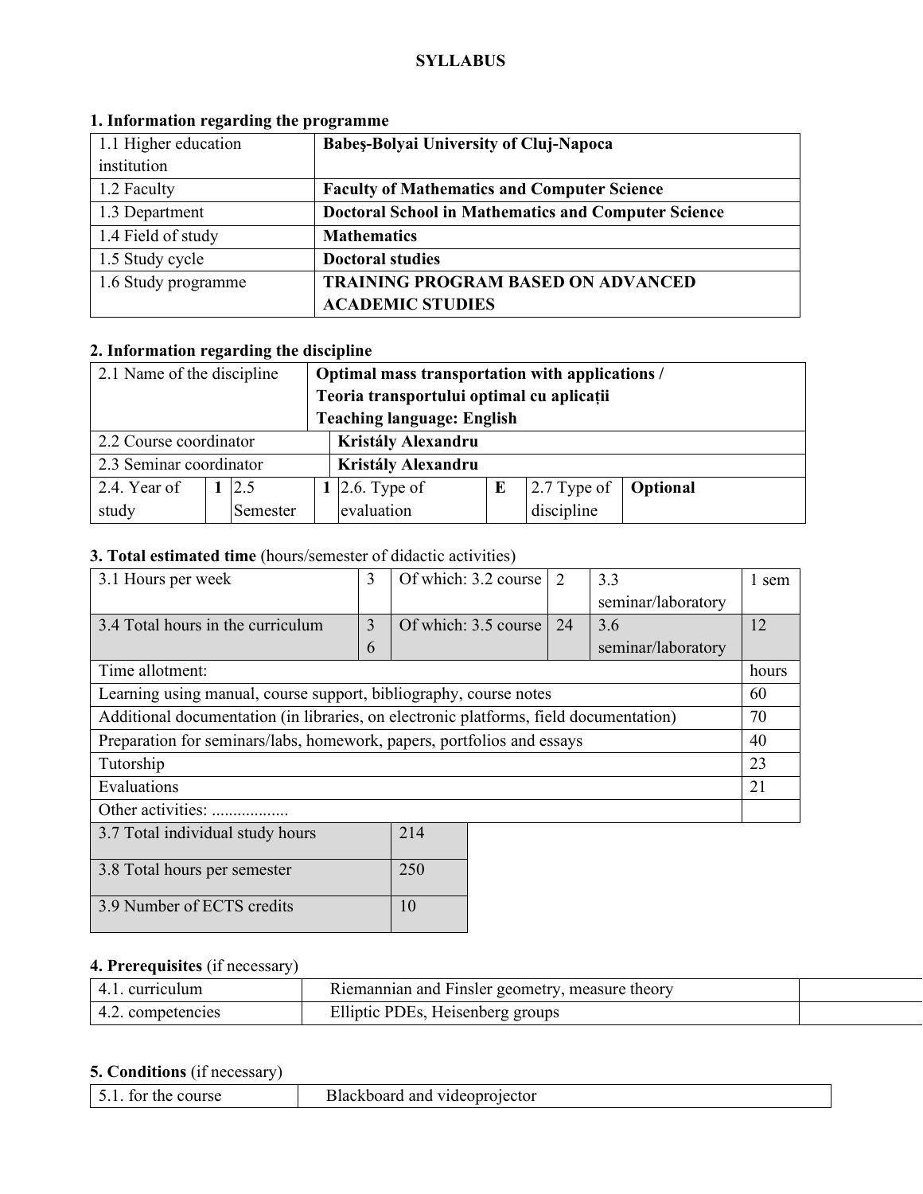# SYLLABUS

## 1. Information regarding the programme

| | |
|---|---|
| 1.1 Higher education institution | **Babeş-Bolyai University of Cluj-Napoca** |
| 1.2 Faculty | **Faculty of Mathematics and Computer Science** |
| 1.3 Department | **Doctoral School in Mathematics and Computer Science** |
| 1.4 Field of study | **Mathematics** |
| 1.5 Study cycle | **Doctoral studies** |
| 1.6 Study programme | **TRAINING PROGRAM BASED ON ADVANCED ACADEMIC STUDIES** |

## 2. Information regarding the discipline

| | | | | | | | |
|---|---|---|---|---|---|---|---|
| 2.1 Name of the discipline | **Optimal mass transportation with applications / Teoria transportului optimal cu aplicații Teaching language: English** | | | | | | |
| 2.2 Course coordinator | **Kristály Alexandru** | | | | | | |
| 2.3 Seminar coordinator | **Kristály Alexandru** | | | | | | |
| 2.4. Year of study | **1** | 2.5 Semester | **1** | 2.6. Type of evaluation | **E** | 2.7 Type of discipline | **Optional** |

## 3. Total estimated time (hours/semester of didactic activities)

| | | | | | |
|---|---|---|---|---|---|
| 3.1 Hours per week | 3 | Of which: 3.2 course | 2 | 3.3 seminar/laboratory | 1 sem |
| 3.4 Total hours in the curriculum | 36 | Of which: 3.5 course | 24 | 3.6 seminar/laboratory | 12 |

| Time allotment: | hours |
|---|---|
| Learning using manual, course support, bibliography, course notes | 60 |
| Additional documentation (in libraries, on electronic platforms, field documentation) | 70 |
| Preparation for seminars/labs, homework, papers, portfolios and essays | 40 |
| Tutorship | 23 |
| Evaluations | 21 |
| Other activities: .................. | |

| | |
|---|---|
| 3.7 Total individual study hours | 214 |
| 3.8 Total hours per semester | 250 |
| 3.9 Number of ECTS credits | 10 |

## 4. Prerequisites (if necessary)

| | |
|---|---|
| 4.1. curriculum | Riemannian and Finsler geometry, measure theory |
| 4.2. competencies | Elliptic PDEs, Heisenberg groups |

## 5. Conditions (if necessary)

| | |
|---|---|
| 5.1. for the course | Blackboard and videoprojector |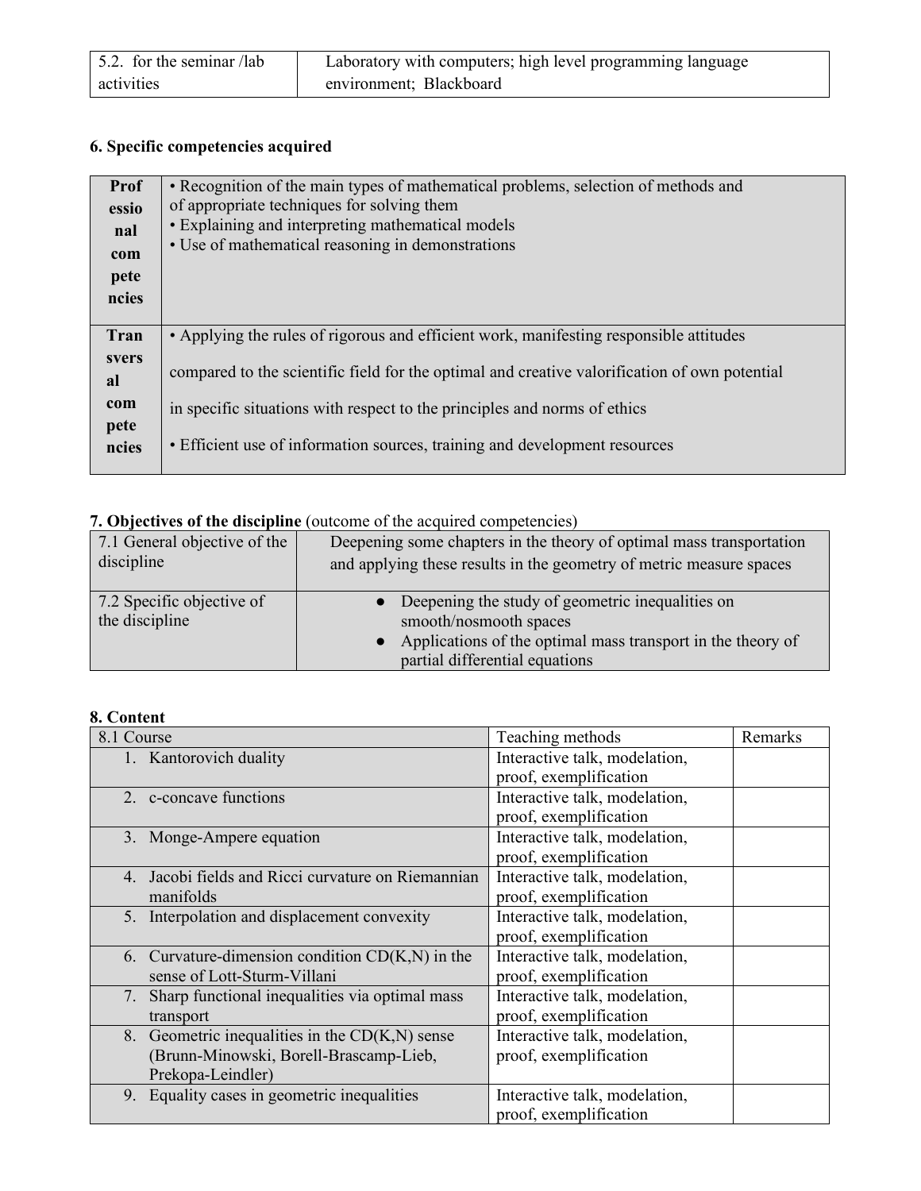| 5.2. for the seminar /lab activities | Laboratory with computers; high level programming language environment; Blackboard |
|---|---|

### 6. Specific competencies acquired

| | |
|---|---|
| **Professional competencies** | • Recognition of the main types of mathematical problems, selection of methods and of appropriate techniques for solving them<br>• Explaining and interpreting mathematical models<br>• Use of mathematical reasoning in demonstrations |
| **Transversal competencies** | • Applying the rules of rigorous and efficient work, manifesting responsible attitudes compared to the scientific field for the optimal and creative valorification of own potential in specific situations with respect to the principles and norms of ethics<br>• Efficient use of information sources, training and development resources |

### 7. Objectives of the discipline (outcome of the acquired competencies)

| | |
|---|---|
| 7.1 General objective of the discipline | Deepening some chapters in the theory of optimal mass transportation and applying these results in the geometry of metric measure spaces |
| 7.2 Specific objective of the discipline | • Deepening the study of geometric inequalities on smooth/nosmooth spaces<br>• Applications of the optimal mass transport in the theory of partial differential equations |

### 8. Content

| 8.1 Course | Teaching methods | Remarks |
|---|---|---|
| 1. Kantorovich duality | Interactive talk, modelation, proof, exemplification | |
| 2. c-concave functions | Interactive talk, modelation, proof, exemplification | |
| 3. Monge-Ampere equation | Interactive talk, modelation, proof, exemplification | |
| 4. Jacobi fields and Ricci curvature on Riemannian manifolds | Interactive talk, modelation, proof, exemplification | |
| 5. Interpolation and displacement convexity | Interactive talk, modelation, proof, exemplification | |
| 6. Curvature-dimension condition CD(K,N) in the sense of Lott-Sturm-Villani | Interactive talk, modelation, proof, exemplification | |
| 7. Sharp functional inequalities via optimal mass transport | Interactive talk, modelation, proof, exemplification | |
| 8. Geometric inequalities in the CD(K,N) sense (Brunn-Minowski, Borell-Brascamp-Lieb, Prekopa-Leindler) | Interactive talk, modelation, proof, exemplification | |
| 9. Equality cases in geometric inequalities | Interactive talk, modelation, proof, exemplification | |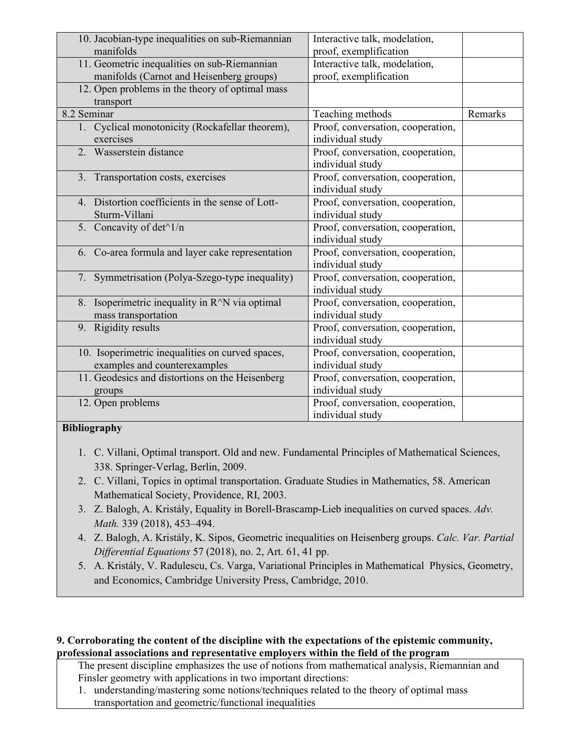| | | |
|---|---|---|
| 10. Jacobian-type inequalities on sub-Riemannian manifolds | Interactive talk, modelation, proof, exemplification | |
| 11. Geometric inequalities on sub-Riemannian manifolds (Carnot and Heisenberg groups) | Interactive talk, modelation, proof, exemplification | |
| 12. Open problems in the theory of optimal mass transport | | |
| 8.2 Seminar | Teaching methods | Remarks |
| 1. Cyclical monotonicity (Rockafellar theorem), exercises | Proof, conversation, cooperation, individual study | |
| 2. Wasserstein distance | Proof, conversation, cooperation, individual study | |
| 3. Transportation costs, exercises | Proof, conversation, cooperation, individual study | |
| 4. Distortion coefficients in the sense of Lott-Sturm-Villani | Proof, conversation, cooperation, individual study | |
| 5. Concavity of det^1/n | Proof, conversation, cooperation, individual study | |
| 6. Co-area formula and layer cake representation | Proof, conversation, cooperation, individual study | |
| 7. Symmetrisation (Polya-Szego-type inequality) | Proof, conversation, cooperation, individual study | |
| 8. Isoperimetric inequality in R^N via optimal mass transportation | Proof, conversation, cooperation, individual study | |
| 9. Rigidity results | Proof, conversation, cooperation, individual study | |
| 10. Isoperimetric inequalities on curved spaces, examples and counterexamples | Proof, conversation, cooperation, individual study | |
| 11. Geodesics and distortions on the Heisenberg groups | Proof, conversation, cooperation, individual study | |
| 12. Open problems | Proof, conversation, cooperation, individual study | |

**Bibliography**

1. C. Villani, Optimal transport. Old and new. Fundamental Principles of Mathematical Sciences, 338. Springer-Verlag, Berlin, 2009.
2. C. Villani, Topics in optimal transportation. Graduate Studies in Mathematics, 58. American Mathematical Society, Providence, RI, 2003.
3. Z. Balogh, A. Kristály, Equality in Borell-Brascamp-Lieb inequalities on curved spaces. *Adv. Math.* 339 (2018), 453–494.
4. Z. Balogh, A. Kristály, K. Sipos, Geometric inequalities on Heisenberg groups. *Calc. Var. Partial Differential Equations* 57 (2018), no. 2, Art. 61, 41 pp.
5. A. Kristály, V. Radulescu, Cs. Varga, Variational Principles in Mathematical Physics, Geometry, and Economics, Cambridge University Press, Cambridge, 2010.

**9. Corroborating the content of the discipline with the expectations of the epistemic community, professional associations and representative employers within the field of the program**

The present discipline emphasizes the use of notions from mathematical analysis, Riemannian and Finsler geometry with applications in two important directions:

1. understanding/mastering some notions/techniques related to the theory of optimal mass transportation and geometric/functional inequalities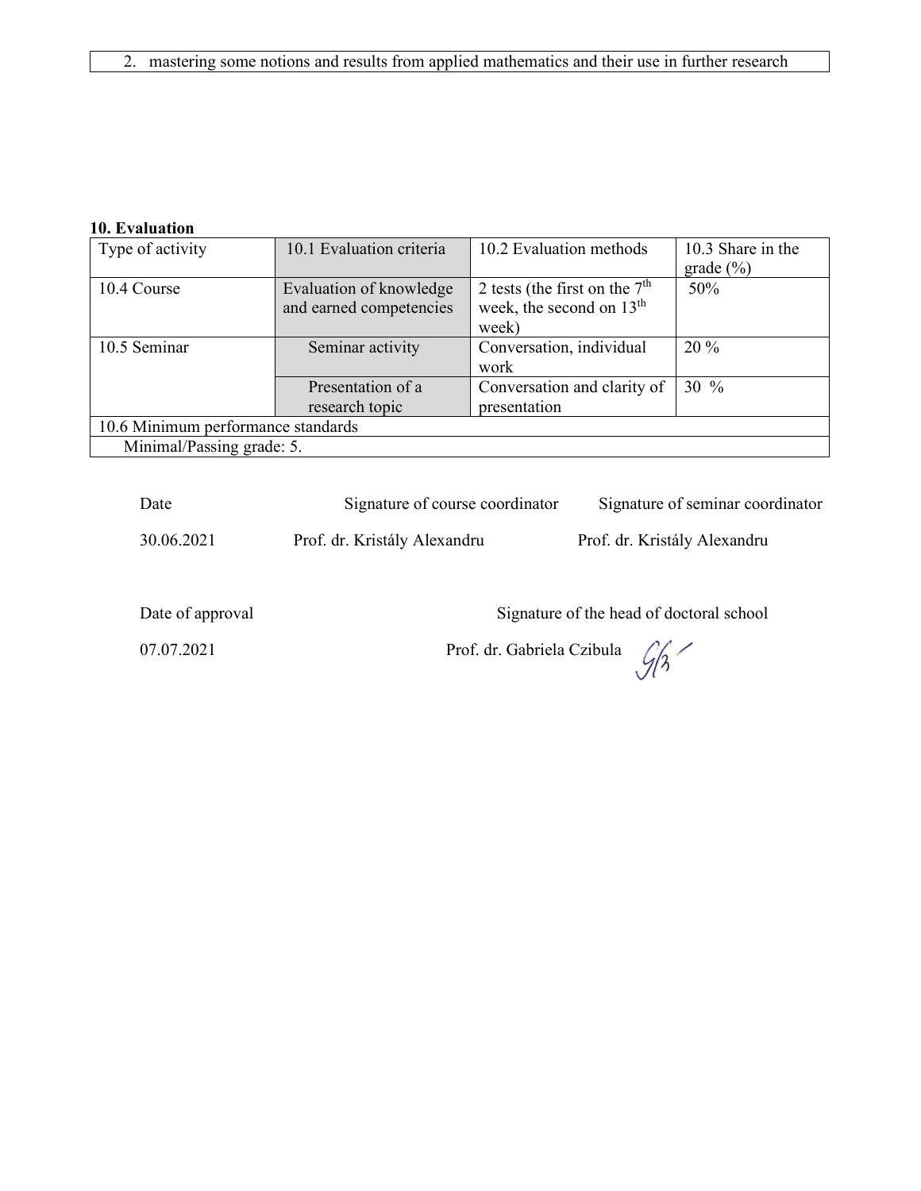| |
|---|
| 2. mastering some notions and results from applied mathematics and their use in further research |

**10. Evaluation**

| Type of activity | 10.1 Evaluation criteria | 10.2 Evaluation methods | 10.3 Share in the grade (%) |
|---|---|---|---|
| 10.4 Course | Evaluation of knowledge and earned competencies | 2 tests (the first on the 7th week, the second on 13th week) | 50% |
| 10.5 Seminar | Seminar activity | Conversation, individual work | 20 % |
| | Presentation of a research topic | Conversation and clarity of presentation | 30 % |
| 10.6 Minimum performance standards | | | |
| Minimal/Passing grade: 5. | | | |

| Date | Signature of course coordinator | Signature of seminar coordinator |
|---|---|---|
| 30.06.2021 | Prof. dr. Kristály Alexandru | Prof. dr. Kristály Alexandru |

| Date of approval | Signature of the head of doctoral school |
|---|---|
| 07.07.2021 | Prof. dr. Gabriela Czibula |